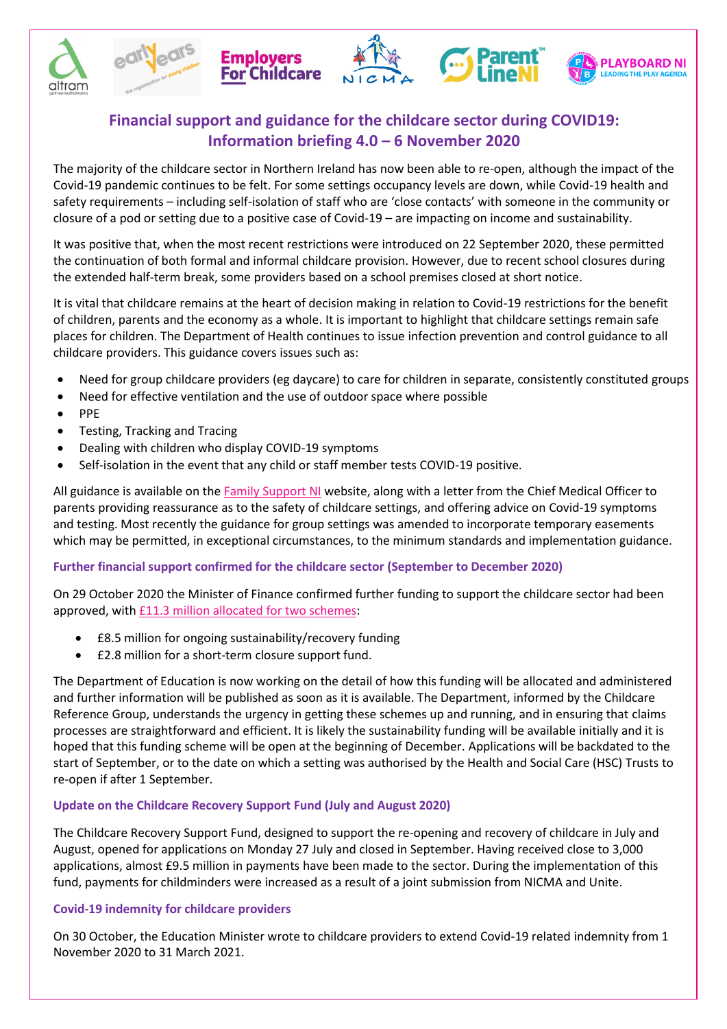# Financial support and guidance for the childcare sector during COVID19: Information briefing 4.0 – 6 November 2020

The majority of the childcare sector in Northern Ireland has now been able to re-open, although the impact of the Covid-19 pandemic continues to be felt. For some settings occupancy levels are down, while Covid-19 health and safety requirements – including self-isolation of staff who are 'close contacts' with someone in the community or closure of a pod or setting due to a positive case of Covid-19 – are impacting on income and sustainability.

It was positive that, when the most recent restrictions were introduced on 22 September 2020, these permitted the continuation of both formal and informal childcare provision. However, due to recent school closures during the extended half-term break, some providers based on a school premises closed at short notice.

It is vital that childcare remains at the heart of decision making in relation to Covid-19 restrictions for the benefit of children, parents and the economy as a whole. It is important to highlight that childcare settings remain safe places for children. The Department of Health continues to issue infection prevention and control guidance to all childcare providers. This guidance covers issues such as:

- Need for group childcare providers (eg daycare) to care for children in separate, consistently constituted groups
- Need for effective ventilation and the use of outdoor space where possible
- PPE
- Testing, Tracking and Tracing
- Dealing with children who display COVID-19 symptoms
- Self-isolation in the event that any child or staff member tests COVID-19 positive.

All guidance is available on the Family Support NI website, along with a letter from the Chief Medical Officer to parents providing reassurance as to the safety of childcare settings, and offering advice on Covid-19 symptoms and testing. Most recently the guidance for group settings was amended to incorporate temporary easements which may be permitted, in exceptional circumstances, to the minimum standards and implementation guidance.

### Further financial support confirmed for the childcare sector (September to December 2020)

On 29 October 2020 the Minister of Finance confirmed further funding to support the childcare sector had been approved, with £11.3 million allocated for two schemes:

- £8.5 million for ongoing sustainability/recovery funding
- £2.8 million for a short-term closure support fund.

The Department of Education is now working on the detail of how this funding will be allocated and administered and further information will be published as soon as it is available. The Department, informed by the Childcare Reference Group, understands the urgency in getting these schemes up and running, and in ensuring that claims processes are straightforward and efficient. It is likely the sustainability funding will be available initially and it is hoped that this funding scheme will be open at the beginning of December. Applications will be backdated to the start of September, or to the date on which a setting was authorised by the Health and Social Care (HSC) Trusts to re-open if after 1 September.

### Update on the Childcare Recovery Support Fund (July and August 2020)

The Childcare Recovery Support Fund, designed to support the re-opening and recovery of childcare in July and August, opened for applications on Monday 27 July and closed in September. Having received close to 3,000 applications, almost £9.5 million in payments have been made to the sector. During the implementation of this fund, payments for childminders were increased as a result of a joint submission from NICMA and Unite.

### Covid-19 indemnity for childcare providers

On 30 October, the Education Minister wrote to childcare providers to extend Covid-19 related indemnity from 1 November 2020 to 31 March 2021.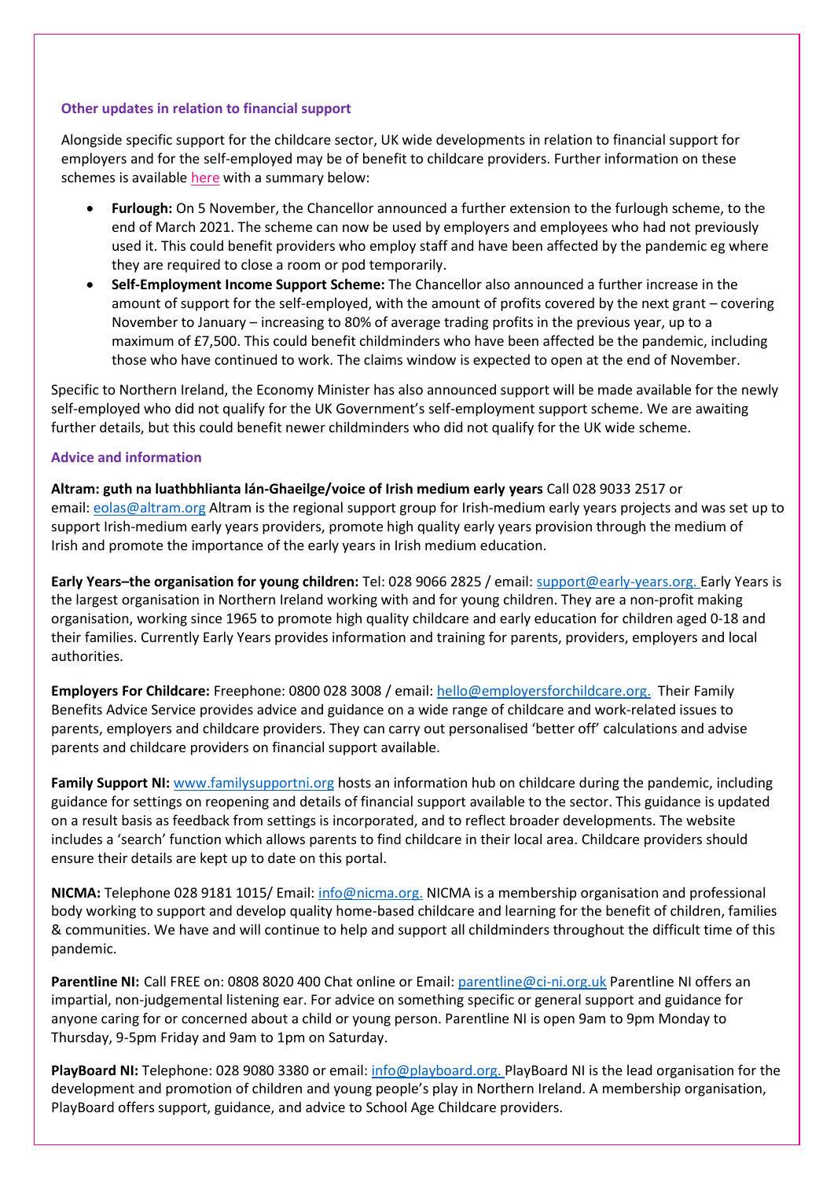### Other updates in relation to financial support

Alongside specific support for the childcare sector, UK wide developments in relation to financial support for employers and for the self-employed may be of benefit to childcare providers. Further information on these schemes is available here with a summary below:

- **Furlough:** On 5 November, the Chancellor announced a further extension to the furlough scheme, to the end of March 2021. The scheme can now be used by employers and employees who had not previously used it. This could benefit providers who employ staff and have been affected by the pandemic eg where they are required to close a room or pod temporarily.
- **Self-Employment Income Support Scheme:** The Chancellor also announced a further increase in the amount of support for the self-employed, with the amount of profits covered by the next grant – covering November to January – increasing to 80% of average trading profits in the previous year, up to a maximum of £7,500. This could benefit childminders who have been affected be the pandemic, including those who have continued to work. The claims window is expected to open at the end of November.

Specific to Northern Ireland, the Economy Minister has also announced support will be made available for the newly self-employed who did not qualify for the UK Government's self-employment support scheme. We are awaiting further details, but this could benefit newer childminders who did not qualify for the UK wide scheme.

### Advice and information

**Altram: guth na luathbhlianta lán-Ghaeilge/voice of Irish medium early years** Call 028 9033 2517 or email: eolas@altram.org Altram is the regional support group for Irish-medium early years projects and was set up to support Irish-medium early years providers, promote high quality early years provision through the medium of Irish and promote the importance of the early years in Irish medium education.

**Early Years–the organisation for young children:** Tel: 028 9066 2825 / email: support@early-years.org. Early Years is the largest organisation in Northern Ireland working with and for young children. They are a non-profit making organisation, working since 1965 to promote high quality childcare and early education for children aged 0-18 and their families. Currently Early Years provides information and training for parents, providers, employers and local authorities.

**Employers For Childcare:** Freephone: 0800 028 3008 / email: hello@employersforchildcare.org. Their Family Benefits Advice Service provides advice and guidance on a wide range of childcare and work-related issues to parents, employers and childcare providers. They can carry out personalised 'better off' calculations and advise parents and childcare providers on financial support available.

**Family Support NI:** www.familysupportni.org hosts an information hub on childcare during the pandemic, including guidance for settings on reopening and details of financial support available to the sector. This guidance is updated on a result basis as feedback from settings is incorporated, and to reflect broader developments. The website includes a 'search' function which allows parents to find childcare in their local area. Childcare providers should ensure their details are kept up to date on this portal.

**NICMA:** Telephone 028 9181 1015/ Email: info@nicma.org. NICMA is a membership organisation and professional body working to support and develop quality home-based childcare and learning for the benefit of children, families & communities. We have and will continue to help and support all childminders throughout the difficult time of this pandemic.

**Parentline NI:** Call FREE on: 0808 8020 400 Chat online or Email: parentline@ci-ni.org.uk Parentline NI offers an impartial, non-judgemental listening ear. For advice on something specific or general support and guidance for anyone caring for or concerned about a child or young person. Parentline NI is open 9am to 9pm Monday to Thursday, 9-5pm Friday and 9am to 1pm on Saturday.

**PlayBoard NI:** Telephone: 028 9080 3380 or email: info@playboard.org. PlayBoard NI is the lead organisation for the development and promotion of children and young people's play in Northern Ireland. A membership organisation, PlayBoard offers support, guidance, and advice to School Age Childcare providers.